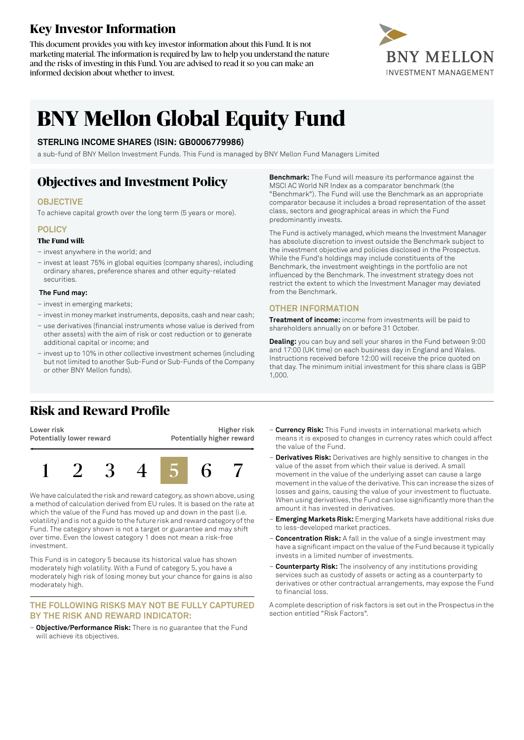# Key Investor Information

This document provides you with key investor information about this Fund. It is not marketing material. The information is required by law to help you understand the nature and the risks of investing in this Fund. You are advised to read it so you can make an informed decision about whether to invest.

BNY MELLON
INVESTMENT MANAGEMENT

# BNY Mellon Global Equity Fund

**STERLING INCOME SHARES (ISIN: GB0006779986)**

a sub-fund of BNY Mellon Investment Funds. This Fund is managed by BNY Mellon Fund Managers Limited

## Objectives and Investment Policy

### OBJECTIVE

To achieve capital growth over the long term (5 years or more).

### POLICY

**The Fund will:**

- invest anywhere in the world; and
- invest at least 75% in global equities (company shares), including ordinary shares, preference shares and other equity-related securities.

**The Fund may:**

- invest in emerging markets;
- invest in money market instruments, deposits, cash and near cash;
- use derivatives (financial instruments whose value is derived from other assets) with the aim of risk or cost reduction or to generate additional capital or income; and
- invest up to 10% in other collective investment schemes (including but not limited to another Sub-Fund or Sub-Funds of the Company or other BNY Mellon funds).

**Benchmark:** The Fund will measure its performance against the MSCI AC World NR Index as a comparator benchmark (the "Benchmark"). The Fund will use the Benchmark as an appropriate comparator because it includes a broad representation of the asset class, sectors and geographical areas in which the Fund predominantly invests.

The Fund is actively managed, which means the Investment Manager has absolute discretion to invest outside the Benchmark subject to the investment objective and policies disclosed in the Prospectus. While the Fund's holdings may include constituents of the Benchmark, the investment weightings in the portfolio are not influenced by the Benchmark. The investment strategy does not restrict the extent to which the Investment Manager may deviated from the Benchmark.

### OTHER INFORMATION

**Treatment of income:** income from investments will be paid to shareholders annually on or before 31 October.

**Dealing:** you can buy and sell your shares in the Fund between 9:00 and 17:00 (UK time) on each business day in England and Wales. Instructions received before 12:00 will receive the price quoted on that day. The minimum initial investment for this share class is GBP 1,000.

## Risk and Reward Profile

| Lower risk<br>Potentially lower reward | | | | | | Higher risk<br>Potentially higher reward |
|---|---|---|---|---|---|---|
| 1 | 2 | 3 | 4 | **5** | 6 | 7 |

We have calculated the risk and reward category, as shown above, using a method of calculation derived from EU rules. It is based on the rate at which the value of the Fund has moved up and down in the past (i.e. volatility) and is not a guide to the future risk and reward category of the Fund. The category shown is not a target or guarantee and may shift over time. Even the lowest category 1 does not mean a risk-free investment.

This Fund is in category 5 because its historical value has shown moderately high volatility. With a Fund of category 5, you have a moderately high risk of losing money but your chance for gains is also moderately high.

### THE FOLLOWING RISKS MAY NOT BE FULLY CAPTURED BY THE RISK AND REWARD INDICATOR:

- **Objective/Performance Risk:** There is no guarantee that the Fund will achieve its objectives.
- **Currency Risk:** This Fund invests in international markets which means it is exposed to changes in currency rates which could affect the value of the Fund.
- **Derivatives Risk:** Derivatives are highly sensitive to changes in the value of the asset from which their value is derived. A small movement in the value of the underlying asset can cause a large movement in the value of the derivative. This can increase the sizes of losses and gains, causing the value of your investment to fluctuate. When using derivatives, the Fund can lose significantly more than the amount it has invested in derivatives.
- **Emerging Markets Risk:** Emerging Markets have additional risks due to less-developed market practices.
- **Concentration Risk:** A fall in the value of a single investment may have a significant impact on the value of the Fund because it typically invests in a limited number of investments.
- **Counterparty Risk:** The insolvency of any institutions providing services such as custody of assets or acting as a counterparty to derivatives or other contractual arrangements, may expose the Fund to financial loss.

A complete description of risk factors is set out in the Prospectus in the section entitled "Risk Factors".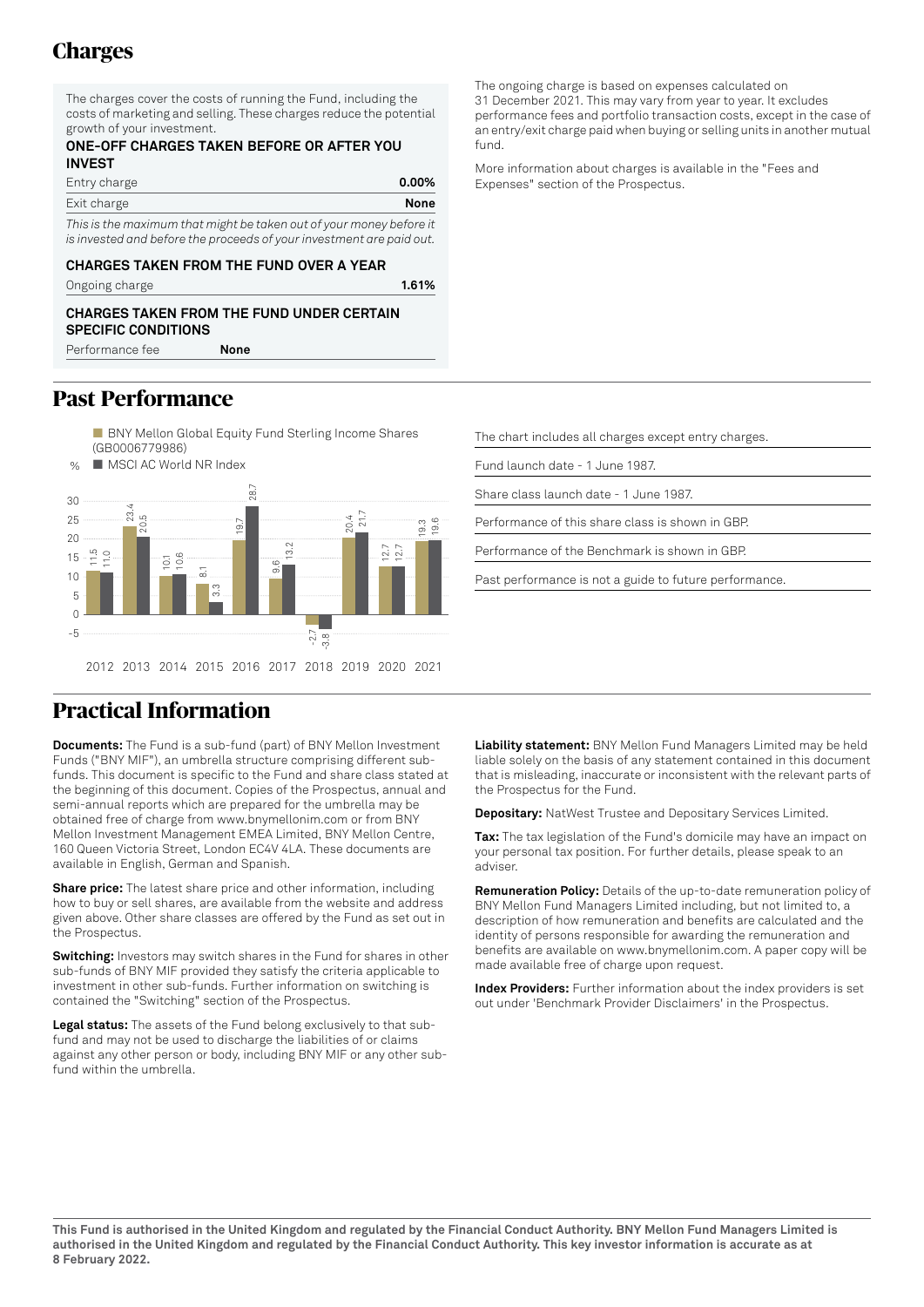## Charges

The charges cover the costs of running the Fund, including the costs of marketing and selling. These charges reduce the potential growth of your investment.

**ONE-OFF CHARGES TAKEN BEFORE OR AFTER YOU INVEST**

| | |
|---|---|
| Entry charge | **0.00%** |
| Exit charge | **None** |

*This is the maximum that might be taken out of your money before it is invested and before the proceeds of your investment are paid out.*

**CHARGES TAKEN FROM THE FUND OVER A YEAR**

| | |
|---|---|
| Ongoing charge | **1.61%** |

**CHARGES TAKEN FROM THE FUND UNDER CERTAIN SPECIFIC CONDITIONS**

| | |
|---|---|
| Performance fee | **None** |

The ongoing charge is based on expenses calculated on 31 December 2021. This may vary from year to year. It excludes performance fees and portfolio transaction costs, except in the case of an entry/exit charge paid when buying or selling units in another mutual fund.

More information about charges is available in the "Fees and Expenses" section of the Prospectus.

## Past Performance

BNY Mellon Global Equity Fund Sterling Income Shares (GB0006779986)
MSCI AC World NR Index
%
30
25
20
15
10
5
0
-5
11.5 11.0
23.4 20.5
10.1 10.6
8.1 3.3
19.7 28.7
9.6 13.2
-2.7 -3.8
20.4 21.7
12.7 12.7
19.3 19.6
2012 2013 2014 2015 2016 2017 2018 2019 2020 2021

The chart includes all charges except entry charges.

Fund launch date - 1 June 1987.

Share class launch date - 1 June 1987.

Performance of this share class is shown in GBP.

Performance of the Benchmark is shown in GBP.

Past performance is not a guide to future performance.

## Practical Information

**Documents:** The Fund is a sub-fund (part) of BNY Mellon Investment Funds ("BNY MIF"), an umbrella structure comprising different sub-funds. This document is specific to the Fund and share class stated at the beginning of this document. Copies of the Prospectus, annual and semi-annual reports which are prepared for the umbrella may be obtained free of charge from www.bnymellonim.com or from BNY Mellon Investment Management EMEA Limited, BNY Mellon Centre, 160 Queen Victoria Street, London EC4V 4LA. These documents are available in English, German and Spanish.

**Share price:** The latest share price and other information, including how to buy or sell shares, are available from the website and address given above. Other share classes are offered by the Fund as set out in the Prospectus.

**Switching:** Investors may switch shares in the Fund for shares in other sub-funds of BNY MIF provided they satisfy the criteria applicable to investment in other sub-funds. Further information on switching is contained the "Switching" section of the Prospectus.

**Legal status:** The assets of the Fund belong exclusively to that sub-fund and may not be used to discharge the liabilities of or claims against any other person or body, including BNY MIF or any other sub-fund within the umbrella.

**Liability statement:** BNY Mellon Fund Managers Limited may be held liable solely on the basis of any statement contained in this document that is misleading, inaccurate or inconsistent with the relevant parts of the Prospectus for the Fund.

**Depositary:** NatWest Trustee and Depositary Services Limited.

**Tax:** The tax legislation of the Fund's domicile may have an impact on your personal tax position. For further details, please speak to an adviser.

**Remuneration Policy:** Details of the up-to-date remuneration policy of BNY Mellon Fund Managers Limited including, but not limited to, a description of how remuneration and benefits are calculated and the identity of persons responsible for awarding the remuneration and benefits are available on www.bnymellonim.com. A paper copy will be made available free of charge upon request.

**Index Providers:** Further information about the index providers is set out under 'Benchmark Provider Disclaimers' in the Prospectus.

**This Fund is authorised in the United Kingdom and regulated by the Financial Conduct Authority. BNY Mellon Fund Managers Limited is authorised in the United Kingdom and regulated by the Financial Conduct Authority. This key investor information is accurate as at 8 February 2022.**